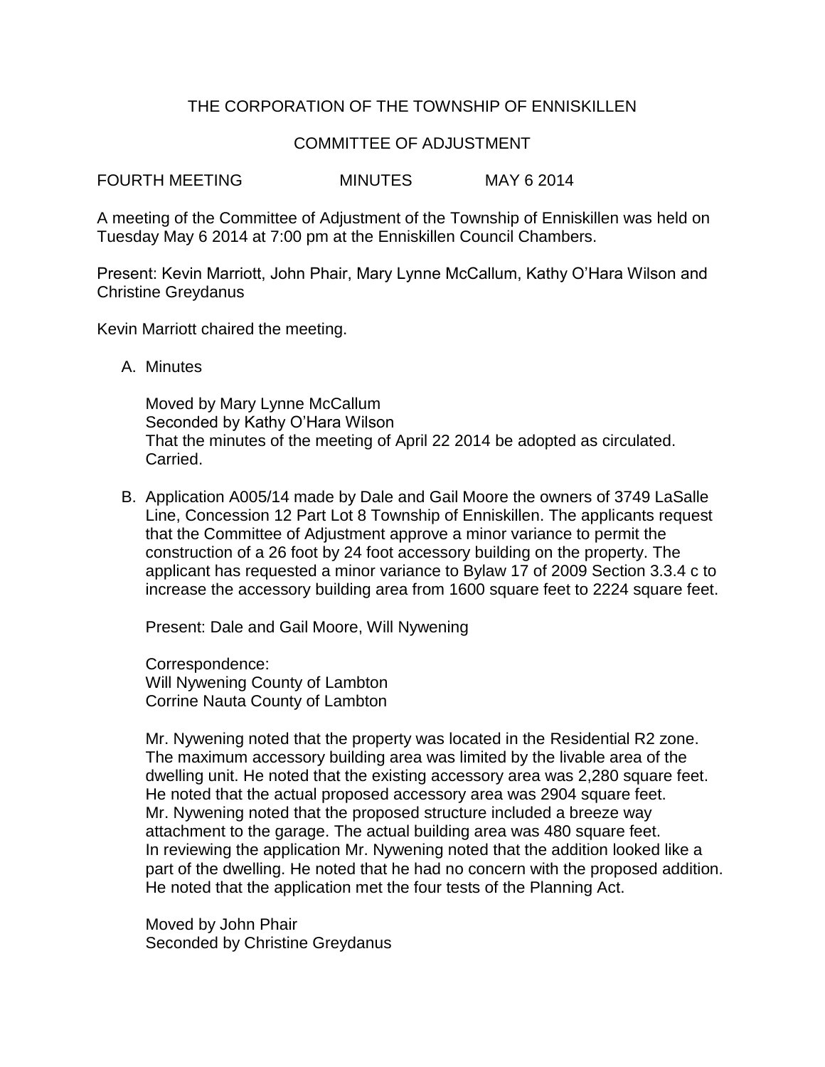# THE CORPORATION OF THE TOWNSHIP OF ENNISKILLEN

## COMMITTEE OF ADJUSTMENT

FOURTH MEETING MINUTES MAY 6 2014

A meeting of the Committee of Adjustment of the Township of Enniskillen was held on Tuesday May 6 2014 at 7:00 pm at the Enniskillen Council Chambers.

Present: Kevin Marriott, John Phair, Mary Lynne McCallum, Kathy O'Hara Wilson and Christine Greydanus

Kevin Marriott chaired the meeting.

A. Minutes

   Moved by Mary Lynne McCallum
   Seconded by Kathy O'Hara Wilson
   That the minutes of the meeting of April 22 2014 be adopted as circulated.
   Carried.

B. Application A005/14 made by Dale and Gail Moore the owners of 3749 LaSalle Line, Concession 12 Part Lot 8 Township of Enniskillen. The applicants request that the Committee of Adjustment approve a minor variance to permit the construction of a 26 foot by 24 foot accessory building on the property. The applicant has requested a minor variance to Bylaw 17 of 2009 Section 3.3.4 c to increase the accessory building area from 1600 square feet to 2224 square feet.

   Present: Dale and Gail Moore, Will Nywening

   Correspondence:
   Will Nywening County of Lambton
   Corrine Nauta County of Lambton

   Mr. Nywening noted that the property was located in the Residential R2 zone. The maximum accessory building area was limited by the livable area of the dwelling unit. He noted that the existing accessory area was 2,280 square feet. He noted that the actual proposed accessory area was 2904 square feet. Mr. Nywening noted that the proposed structure included a breeze way attachment to the garage. The actual building area was 480 square feet. In reviewing the application Mr. Nywening noted that the addition looked like a part of the dwelling. He noted that he had no concern with the proposed addition. He noted that the application met the four tests of the Planning Act.

   Moved by John Phair
   Seconded by Christine Greydanus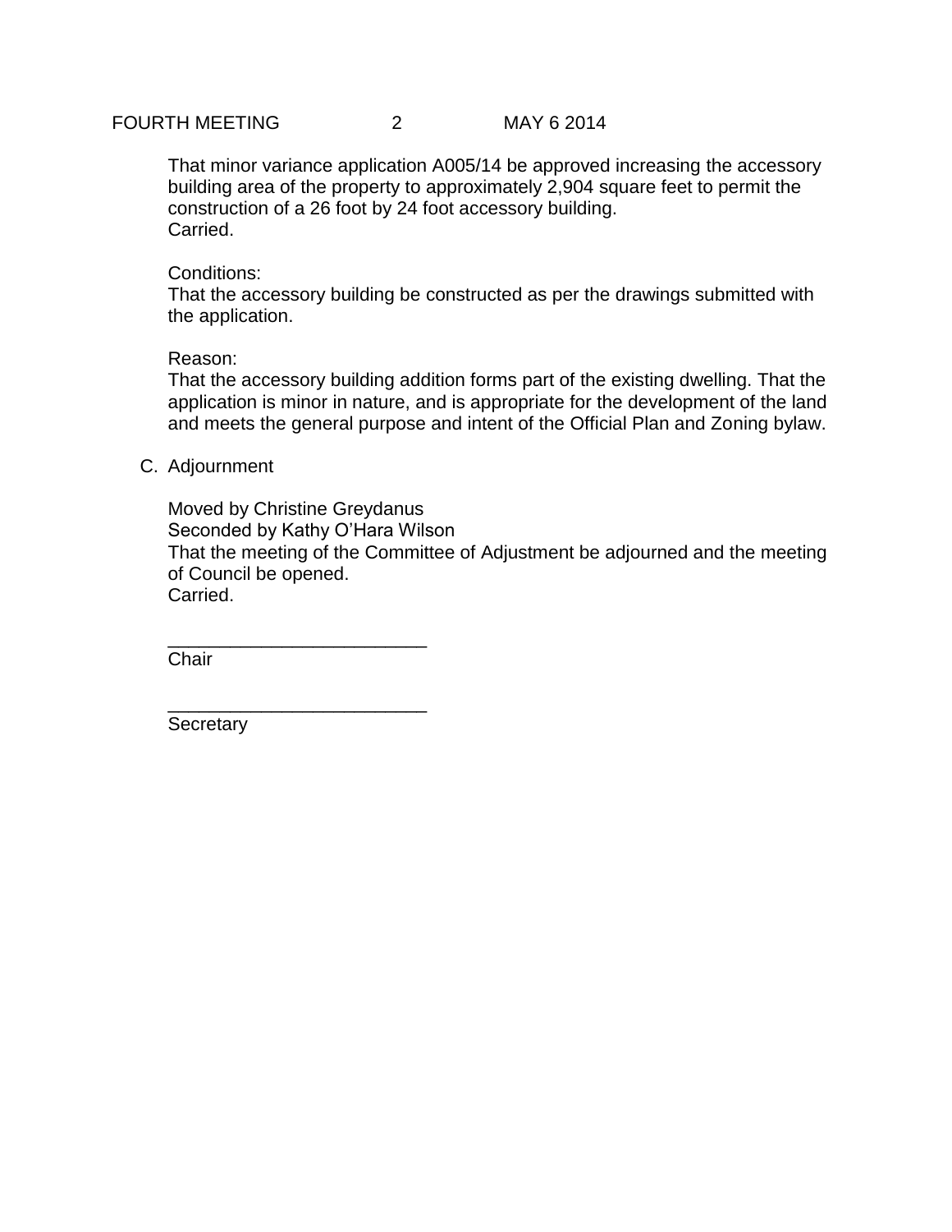That minor variance application A005/14 be approved increasing the accessory building area of the property to approximately 2,904 square feet to permit the construction of a 26 foot by 24 foot accessory building.
Carried.

Conditions:
That the accessory building be constructed as per the drawings submitted with the application.

Reason:
That the accessory building addition forms part of the existing dwelling. That the application is minor in nature, and is appropriate for the development of the land and meets the general purpose and intent of the Official Plan and Zoning bylaw.

C. Adjournment

Moved by Christine Greydanus
Seconded by Kathy O'Hara Wilson
That the meeting of the Committee of Adjustment be adjourned and the meeting of Council be opened.
Carried.

_________________________
Chair

_________________________
Secretary